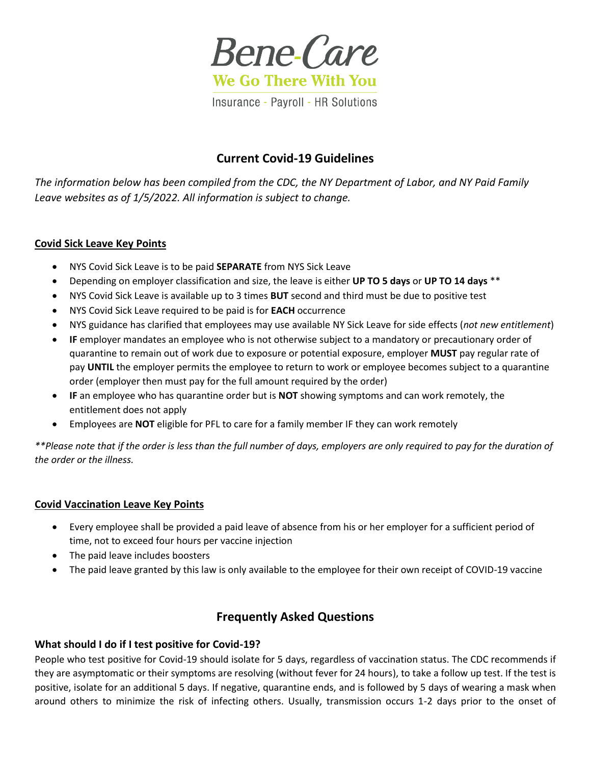Bene-Care

We Go There With You

Insurance - Payroll - HR Solutions

# Current Covid-19 Guidelines

*The information below has been compiled from the CDC, the NY Department of Labor, and NY Paid Family Leave websites as of 1/5/2022. All information is subject to change.*

## Covid Sick Leave Key Points

- NYS Covid Sick Leave is to be paid **SEPARATE** from NYS Sick Leave
- Depending on employer classification and size, the leave is either **UP TO 5 days** or **UP TO 14 days** **
- NYS Covid Sick Leave is available up to 3 times **BUT** second and third must be due to positive test
- NYS Covid Sick Leave required to be paid is for **EACH** occurrence
- NYS guidance has clarified that employees may use available NY Sick Leave for side effects (*not new entitlement*)
- **IF** employer mandates an employee who is not otherwise subject to a mandatory or precautionary order of quarantine to remain out of work due to exposure or potential exposure, employer **MUST** pay regular rate of pay **UNTIL** the employer permits the employee to return to work or employee becomes subject to a quarantine order (employer then must pay for the full amount required by the order)
- **IF** an employee who has quarantine order but is **NOT** showing symptoms and can work remotely, the entitlement does not apply
- Employees are **NOT** eligible for PFL to care for a family member IF they can work remotely

*\*\*Please note that if the order is less than the full number of days, employers are only required to pay for the duration of the order or the illness.*

## Covid Vaccination Leave Key Points

- Every employee shall be provided a paid leave of absence from his or her employer for a sufficient period of time, not to exceed four hours per vaccine injection
- The paid leave includes boosters
- The paid leave granted by this law is only available to the employee for their own receipt of COVID-19 vaccine

# Frequently Asked Questions

### What should I do if I test positive for Covid-19?

People who test positive for Covid-19 should isolate for 5 days, regardless of vaccination status. The CDC recommends if they are asymptomatic or their symptoms are resolving (without fever for 24 hours), to take a follow up test. If the test is positive, isolate for an additional 5 days. If negative, quarantine ends, and is followed by 5 days of wearing a mask when around others to minimize the risk of infecting others. Usually, transmission occurs 1-2 days prior to the onset of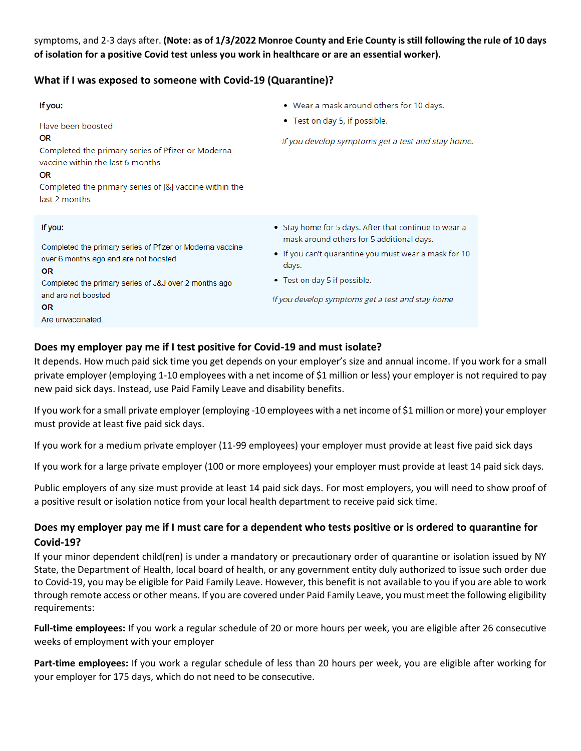symptoms, and 2-3 days after. **(Note: as of 1/3/2022 Monroe County and Erie County is still following the rule of 10 days of isolation for a positive Covid test unless you work in healthcare or are an essential worker).**

### What if I was exposed to someone with Covid-19 (Quarantine)?

| If you: | |
|---|---|
| Have been boosted<br>**OR**<br>Completed the primary series of Pfizer or Moderna vaccine within the last 6 months<br>**OR**<br>Completed the primary series of J&J vaccine within the last 2 months | • Wear a mask around others for 10 days.<br>• Test on day 5, if possible.<br>*If you develop symptoms get a test and stay home.* |
| **If you:**<br>Completed the primary series of Pfizer or Moderna vaccine over 6 months ago and are not boosted<br>**OR**<br>Completed the primary series of J&J over 2 months ago and are not boosted<br>**OR**<br>Are unvaccinated | • Stay home for 5 days. After that continue to wear a mask around others for 5 additional days.<br>• If you can't quarantine you must wear a mask for 10 days.<br>• Test on day 5 if possible.<br>*If you develop symptoms get a test and stay home* |

### Does my employer pay me if I test positive for Covid-19 and must isolate?

It depends. How much paid sick time you get depends on your employer's size and annual income. If you work for a small private employer (employing 1-10 employees with a net income of $1 million or less) your employer is not required to pay new paid sick days. Instead, use Paid Family Leave and disability benefits.

If you work for a small private employer (employing -10 employees with a net income of $1 million or more) your employer must provide at least five paid sick days.

If you work for a medium private employer (11-99 employees) your employer must provide at least five paid sick days

If you work for a large private employer (100 or more employees) your employer must provide at least 14 paid sick days.

Public employers of any size must provide at least 14 paid sick days. For most employers, you will need to show proof of a positive result or isolation notice from your local health department to receive paid sick time.

### Does my employer pay me if I must care for a dependent who tests positive or is ordered to quarantine for Covid-19?

If your minor dependent child(ren) is under a mandatory or precautionary order of quarantine or isolation issued by NY State, the Department of Health, local board of health, or any government entity duly authorized to issue such order due to Covid-19, you may be eligible for Paid Family Leave. However, this benefit is not available to you if you are able to work through remote access or other means. If you are covered under Paid Family Leave, you must meet the following eligibility requirements:

**Full-time employees:** If you work a regular schedule of 20 or more hours per week, you are eligible after 26 consecutive weeks of employment with your employer

**Part-time employees:** If you work a regular schedule of less than 20 hours per week, you are eligible after working for your employer for 175 days, which do not need to be consecutive.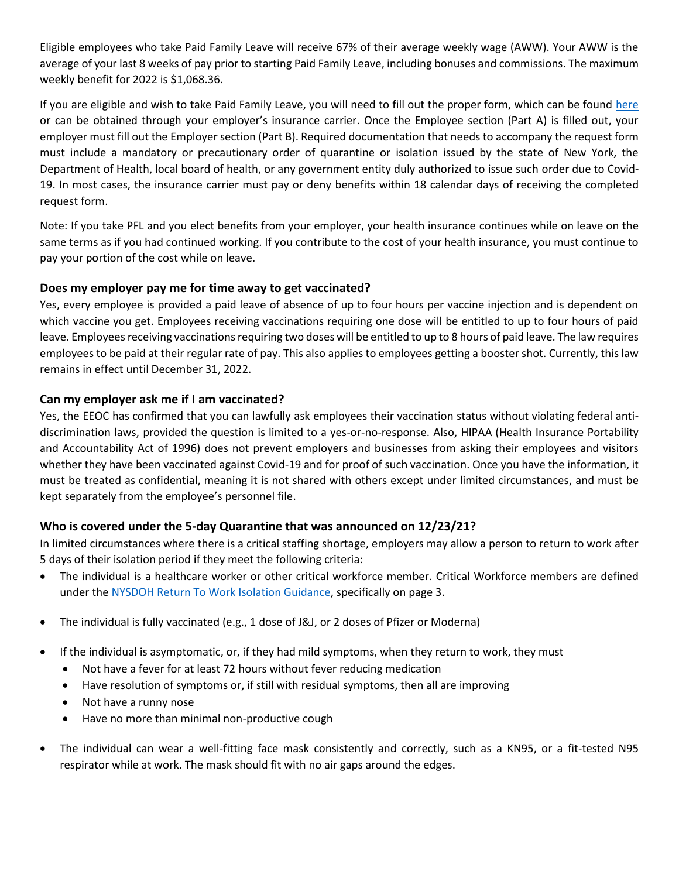Eligible employees who take Paid Family Leave will receive 67% of their average weekly wage (AWW). Your AWW is the average of your last 8 weeks of pay prior to starting Paid Family Leave, including bonuses and commissions. The maximum weekly benefit for 2022 is $1,068.36.

If you are eligible and wish to take Paid Family Leave, you will need to fill out the proper form, which can be found here or can be obtained through your employer's insurance carrier. Once the Employee section (Part A) is filled out, your employer must fill out the Employer section (Part B). Required documentation that needs to accompany the request form must include a mandatory or precautionary order of quarantine or isolation issued by the state of New York, the Department of Health, local board of health, or any government entity duly authorized to issue such order due to Covid-19. In most cases, the insurance carrier must pay or deny benefits within 18 calendar days of receiving the completed request form.

Note: If you take PFL and you elect benefits from your employer, your health insurance continues while on leave on the same terms as if you had continued working. If you contribute to the cost of your health insurance, you must continue to pay your portion of the cost while on leave.

### Does my employer pay me for time away to get vaccinated?

Yes, every employee is provided a paid leave of absence of up to four hours per vaccine injection and is dependent on which vaccine you get. Employees receiving vaccinations requiring one dose will be entitled to up to four hours of paid leave. Employees receiving vaccinations requiring two doses will be entitled to up to 8 hours of paid leave. The law requires employees to be paid at their regular rate of pay. This also applies to employees getting a booster shot. Currently, this law remains in effect until December 31, 2022.

### Can my employer ask me if I am vaccinated?

Yes, the EEOC has confirmed that you can lawfully ask employees their vaccination status without violating federal anti-discrimination laws, provided the question is limited to a yes-or-no-response. Also, HIPAA (Health Insurance Portability and Accountability Act of 1996) does not prevent employers and businesses from asking their employees and visitors whether they have been vaccinated against Covid-19 and for proof of such vaccination. Once you have the information, it must be treated as confidential, meaning it is not shared with others except under limited circumstances, and must be kept separately from the employee's personnel file.

### Who is covered under the 5-day Quarantine that was announced on 12/23/21?

In limited circumstances where there is a critical staffing shortage, employers may allow a person to return to work after 5 days of their isolation period if they meet the following criteria:

- The individual is a healthcare worker or other critical workforce member. Critical Workforce members are defined under the NYSDOH Return To Work Isolation Guidance, specifically on page 3.
- The individual is fully vaccinated (e.g., 1 dose of J&J, or 2 doses of Pfizer or Moderna)
- If the individual is asymptomatic, or, if they had mild symptoms, when they return to work, they must
  - Not have a fever for at least 72 hours without fever reducing medication
  - Have resolution of symptoms or, if still with residual symptoms, then all are improving
  - Not have a runny nose
  - Have no more than minimal non-productive cough
- The individual can wear a well-fitting face mask consistently and correctly, such as a KN95, or a fit-tested N95 respirator while at work. The mask should fit with no air gaps around the edges.